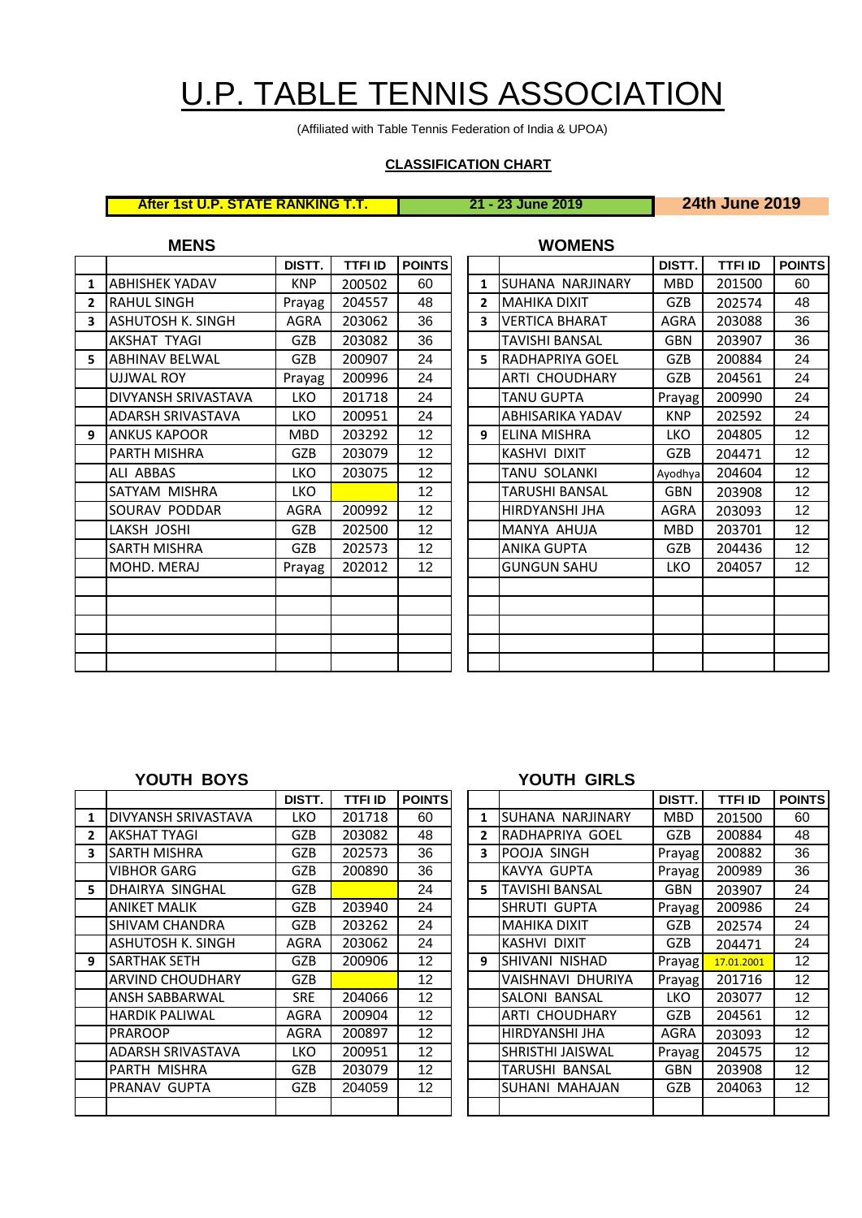# U.P. TABLE TENNIS ASSOCIATION

(Affiliated with Table Tennis Federation of India & UPOA)

**CLASSIFICATION CHART**

**After 1st U.P. STATE RANKING T.T.** | **21 - 23 June 2019** | **24th June 2019**

## MENS

| | | DISTT. | TTFI ID | POINTS |
|---|---|---|---|---|
| 1 | ABHISHEK YADAV | KNP | 200502 | 60 |
| 2 | RAHUL SINGH | Prayag | 204557 | 48 |
| 3 | ASHUTOSH K. SINGH | AGRA | 203062 | 36 |
| | AKSHAT TYAGI | GZB | 203082 | 36 |
| 5 | ABHINAV BELWAL | GZB | 200907 | 24 |
| | UJJWAL ROY | Prayag | 200996 | 24 |
| | DIVYANSH SRIVASTAVA | LKO | 201718 | 24 |
| | ADARSH SRIVASTAVA | LKO | 200951 | 24 |
| 9 | ANKUS KAPOOR | MBD | 203292 | 12 |
| | PARTH MISHRA | GZB | 203079 | 12 |
| | ALI ABBAS | LKO | 203075 | 12 |
| | SATYAM MISHRA | LKO | | 12 |
| | SOURAV PODDAR | AGRA | 200992 | 12 |
| | LAKSH JOSHI | GZB | 202500 | 12 |
| | SARTH MISHRA | GZB | 202573 | 12 |
| | MOHD. MERAJ | Prayag | 202012 | 12 |

## WOMENS

| | | DISTT. | TTFI ID | POINTS |
|---|---|---|---|---|
| 1 | SUHANA NARJINARY | MBD | 201500 | 60 |
| 2 | MAHIKA DIXIT | GZB | 202574 | 48 |
| 3 | VERTICA BHARAT | AGRA | 203088 | 36 |
| | TAVISHI BANSAL | GBN | 203907 | 36 |
| 5 | RADHAPRIYA GOEL | GZB | 200884 | 24 |
| | ARTI CHOUDHARY | GZB | 204561 | 24 |
| | TANU GUPTA | Prayag | 200990 | 24 |
| | ABHISARIKA YADAV | KNP | 202592 | 24 |
| 9 | ELINA MISHRA | LKO | 204805 | 12 |
| | KASHVI DIXIT | GZB | 204471 | 12 |
| | TANU SOLANKI | Ayodhya | 204604 | 12 |
| | TARUSHI BANSAL | GBN | 203908 | 12 |
| | HIRDYANSHI JHA | AGRA | 203093 | 12 |
| | MANYA AHUJA | MBD | 203701 | 12 |
| | ANIKA GUPTA | GZB | 204436 | 12 |
| | GUNGUN SAHU | LKO | 204057 | 12 |

## YOUTH BOYS

| | | DISTT. | TTFI ID | POINTS |
|---|---|---|---|---|
| 1 | DIVYANSH SRIVASTAVA | LKO | 201718 | 60 |
| 2 | AKSHAT TYAGI | GZB | 203082 | 48 |
| 3 | SARTH MISHRA | GZB | 202573 | 36 |
| | VIBHOR GARG | GZB | 200890 | 36 |
| 5 | DHAIRYA SINGHAL | GZB | | 24 |
| | ANIKET MALIK | GZB | 203940 | 24 |
| | SHIVAM CHANDRA | GZB | 203262 | 24 |
| | ASHUTOSH K. SINGH | AGRA | 203062 | 24 |
| 9 | SARTHAK SETH | GZB | 200906 | 12 |
| | ARVIND CHOUDHARY | GZB | | 12 |
| | ANSH SABBARWAL | SRE | 204066 | 12 |
| | HARDIK PALIWAL | AGRA | 200904 | 12 |
| | PRAROOP | AGRA | 200897 | 12 |
| | ADARSH SRIVASTAVA | LKO | 200951 | 12 |
| | PARTH MISHRA | GZB | 203079 | 12 |
| | PRANAV GUPTA | GZB | 204059 | 12 |

## YOUTH GIRLS

| | | DISTT. | TTFI ID | POINTS |
|---|---|---|---|---|
| 1 | SUHANA NARJINARY | MBD | 201500 | 60 |
| 2 | RADHAPRIYA GOEL | GZB | 200884 | 48 |
| 3 | POOJA SINGH | Prayag | 200882 | 36 |
| | KAVYA GUPTA | Prayag | 200989 | 36 |
| 5 | TAVISHI BANSAL | GBN | 203907 | 24 |
| | SHRUTI GUPTA | Prayag | 200986 | 24 |
| | MAHIKA DIXIT | GZB | 202574 | 24 |
| | KASHVI DIXIT | GZB | 204471 | 24 |
| 9 | SHIVANI NISHAD | Prayag | 17.01.2001 | 12 |
| | VAISHNAVI DHURIYA | Prayag | 201716 | 12 |
| | SALONI BANSAL | LKO | 203077 | 12 |
| | ARTI CHOUDHARY | GZB | 204561 | 12 |
| | HIRDYANSHI JHA | AGRA | 203093 | 12 |
| | SHRISTHI JAISWAL | Prayag | 204575 | 12 |
| | TARUSHI BANSAL | GBN | 203908 | 12 |
| | SUHANI MAHAJAN | GZB | 204063 | 12 |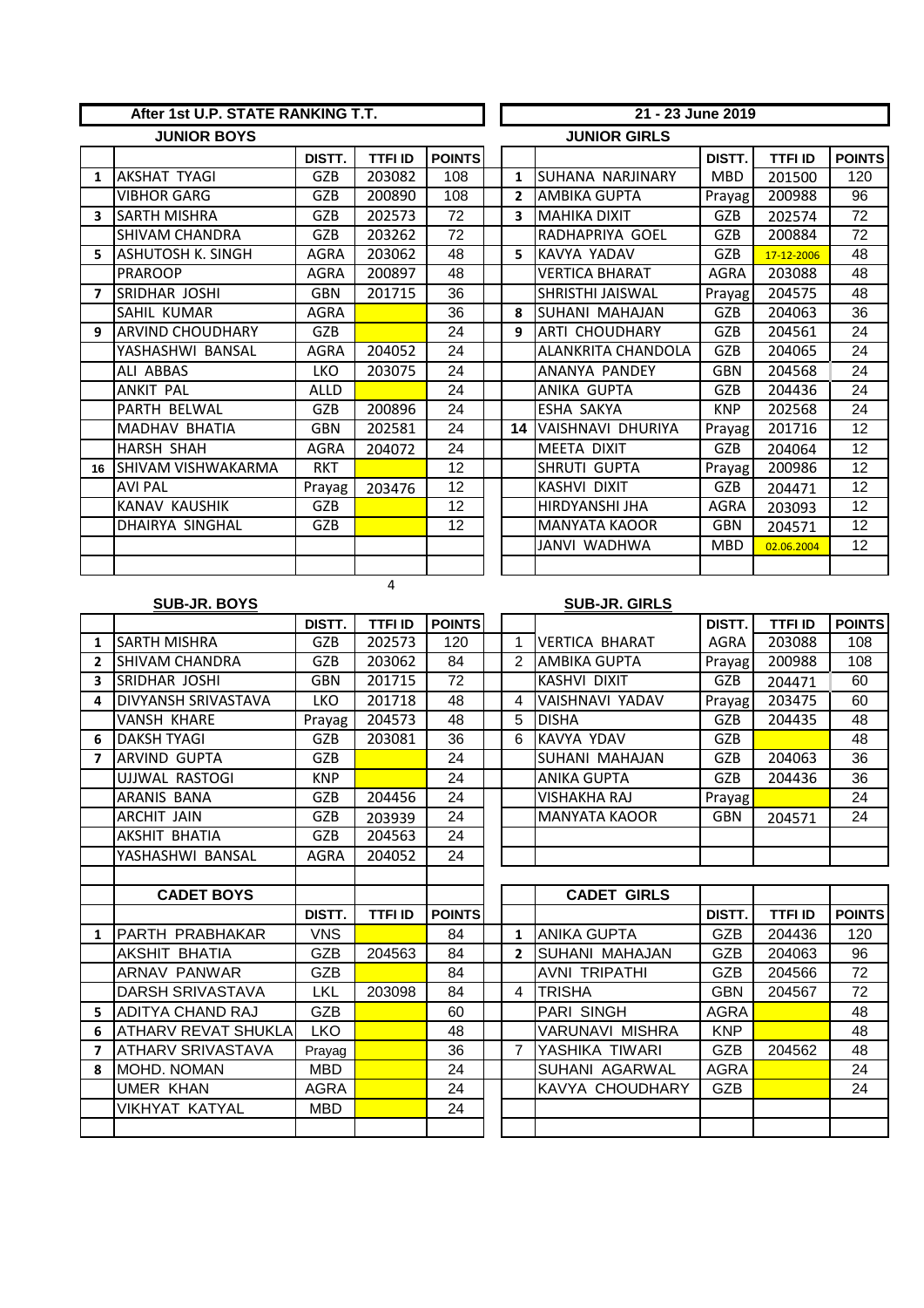## After 1st U.P. STATE RANKING T.T. — 21 - 23 June 2019

### JUNIOR BOYS

| | | DISTT. | TTFI ID | POINTS |
|---|---|---|---|---|
| 1 | AKSHAT TYAGI | GZB | 203082 | 108 |
| | VIBHOR GARG | GZB | 200890 | 108 |
| 3 | SARTH MISHRA | GZB | 202573 | 72 |
| | SHIVAM CHANDRA | GZB | 203262 | 72 |
| 5 | ASHUTOSH K. SINGH | AGRA | 203062 | 48 |
| | PRAROOP | AGRA | 200897 | 48 |
| 7 | SRIDHAR JOSHI | GBN | 201715 | 36 |
| | SAHIL KUMAR | AGRA | | 36 |
| 9 | ARVIND CHOUDHARY | GZB | | 24 |
| | YASHASHWI BANSAL | AGRA | 204052 | 24 |
| | ALI ABBAS | LKO | 203075 | 24 |
| | ANKIT PAL | ALLD | | 24 |
| | PARTH BELWAL | GZB | 200896 | 24 |
| | MADHAV BHATIA | GBN | 202581 | 24 |
| | HARSH SHAH | AGRA | 204072 | 24 |
| 16 | SHIVAM VISHWAKARMA | RKT | | 12 |
| | AVI PAL | Prayag | 203476 | 12 |
| | KANAV KAUSHIK | GZB | | 12 |
| | DHAIRYA SINGHAL | GZB | | 12 |

### JUNIOR GIRLS

| | | DISTT. | TTFI ID | POINTS |
|---|---|---|---|---|
| 1 | SUHANA NARJINARY | MBD | 201500 | 120 |
| 2 | AMBIKA GUPTA | Prayag | 200988 | 96 |
| 3 | MAHIKA DIXIT | GZB | 202574 | 72 |
| | RADHAPRIYA GOEL | GZB | 200884 | 72 |
| 5 | KAVYA YADAV | GZB | 17-12-2006 | 48 |
| | VERTICA BHARAT | AGRA | 203088 | 48 |
| | SHRISTHI JAISWAL | Prayag | 204575 | 48 |
| 8 | SUHANI MAHAJAN | GZB | 204063 | 36 |
| 9 | ARTI CHOUDHARY | GZB | 204561 | 24 |
| | ALANKRITA CHANDOLA | GZB | 204065 | 24 |
| | ANANYA PANDEY | GBN | 204568 | 24 |
| | ANIKA GUPTA | GZB | 204436 | 24 |
| | ESHA SAKYA | KNP | 202568 | 24 |
| 14 | VAISHNAVI DHURIYA | Prayag | 201716 | 12 |
| | MEETA DIXIT | GZB | 204064 | 12 |
| | SHRUTI GUPTA | Prayag | 200986 | 12 |
| | KASHVI DIXIT | GZB | 204471 | 12 |
| | HIRDYANSHI JHA | AGRA | 203093 | 12 |
| | MANYATA KAOOR | GBN | 204571 | 12 |
| | JANVI WADHWA | MBD | 02.06.2004 | 12 |

### SUB-JR. BOYS

| | | DISTT. | TTFI ID | POINTS |
|---|---|---|---|---|
| 1 | SARTH MISHRA | GZB | 202573 | 120 |
| 2 | SHIVAM CHANDRA | GZB | 203062 | 84 |
| 3 | SRIDHAR JOSHI | GBN | 201715 | 72 |
| 4 | DIVYANSH SRIVASTAVA | LKO | 201718 | 48 |
| | VANSH KHARE | Prayag | 204573 | 48 |
| 6 | DAKSH TYAGI | GZB | 203081 | 36 |
| 7 | ARVIND GUPTA | GZB | | 24 |
| | UJJWAL RASTOGI | KNP | | 24 |
| | ARANIS BANA | GZB | 204456 | 24 |
| | ARCHIT JAIN | GZB | 203939 | 24 |
| | AKSHIT BHATIA | GZB | 204563 | 24 |
| | YASHASHWI BANSAL | AGRA | 204052 | 24 |

### SUB-JR. GIRLS

| | | DISTT. | TTFI ID | POINTS |
|---|---|---|---|---|
| 1 | VERTICA BHARAT | AGRA | 203088 | 108 |
| 2 | AMBIKA GUPTA | Prayag | 200988 | 108 |
| | KASHVI DIXIT | GZB | 204471 | 60 |
| 4 | VAISHNAVI YADAV | Prayag | 203475 | 60 |
| 5 | DISHA | GZB | 204435 | 48 |
| 6 | KAVYA YDAV | GZB | | 48 |
| | SUHANI MAHAJAN | GZB | 204063 | 36 |
| | ANIKA GUPTA | GZB | 204436 | 36 |
| | VISHAKHA RAJ | Prayag | | 24 |
| | MANYATA KAOOR | GBN | 204571 | 24 |

### CADET BOYS

| | | DISTT. | TTFI ID | POINTS |
|---|---|---|---|---|
| 1 | PARTH PRABHAKAR | VNS | | 84 |
| | AKSHIT BHATIA | GZB | 204563 | 84 |
| | ARNAV PANWAR | GZB | | 84 |
| | DARSH SRIVASTAVA | LKL | 203098 | 84 |
| 5 | ADITYA CHAND RAJ | GZB | | 60 |
| 6 | ATHARV REVAT SHUKLA | LKO | | 48 |
| 7 | ATHARV SRIVASTAVA | Prayag | | 36 |
| 8 | MOHD. NOMAN | MBD | | 24 |
| | UMER KHAN | AGRA | | 24 |
| | VIKHYAT KATYAL | MBD | | 24 |

### CADET GIRLS

| | | DISTT. | TTFI ID | POINTS |
|---|---|---|---|---|
| 1 | ANIKA GUPTA | GZB | 204436 | 120 |
| 2 | SUHANI MAHAJAN | GZB | 204063 | 96 |
| | AVNI TRIPATHI | GZB | 204566 | 72 |
| 4 | TRISHA | GBN | 204567 | 72 |
| | PARI SINGH | AGRA | | 48 |
| | VARUNAVI MISHRA | KNP | | 48 |
| 7 | YASHIKA TIWARI | GZB | 204562 | 48 |
| | SUHANI AGARWAL | AGRA | | 24 |
| | KAVYA CHOUDHARY | GZB | | 24 |